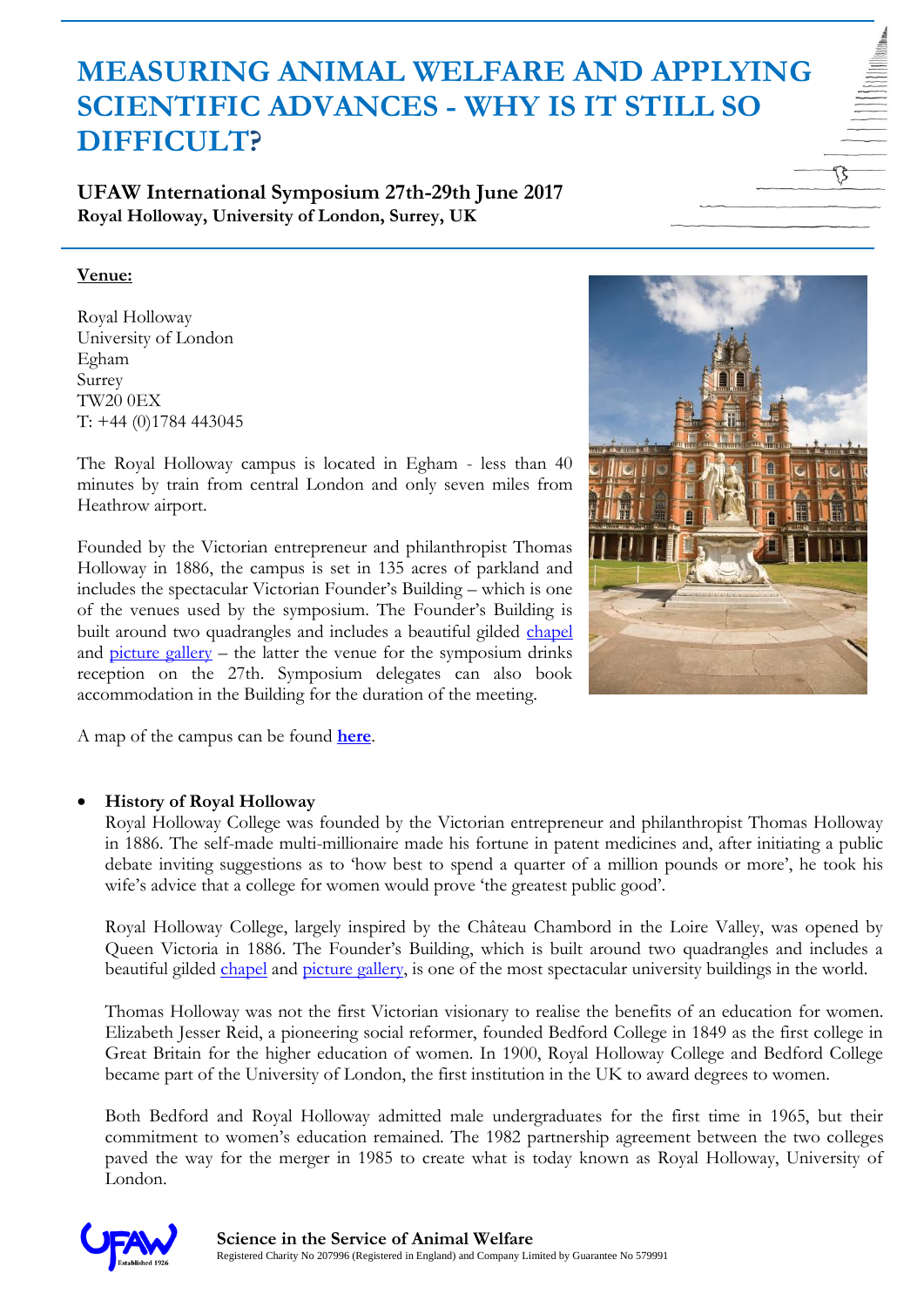# MEASURING ANIMAL WELFARE AND APPLYING SCIENTIFIC ADVANCES - WHY IS IT STILL SO DIFFICULT?

## UFAW International Symposium 27th-29th June 2017

**Royal Holloway, University of London, Surrey, UK**

**Venue:**

Royal Holloway
University of London
Egham
Surrey
TW20 0EX
T: +44 (0)1784 443045

The Royal Holloway campus is located in Egham - less than 40 minutes by train from central London and only seven miles from Heathrow airport.

Founded by the Victorian entrepreneur and philanthropist Thomas Holloway in 1886, the campus is set in 135 acres of parkland and includes the spectacular Victorian Founder's Building – which is one of the venues used by the symposium. The Founder's Building is built around two quadrangles and includes a beautiful gilded chapel and picture gallery – the latter the venue for the symposium drinks reception on the 27th. Symposium delegates can also book accommodation in the Building for the duration of the meeting.

A map of the campus can be found **here**.

- **History of Royal Holloway**

  Royal Holloway College was founded by the Victorian entrepreneur and philanthropist Thomas Holloway in 1886. The self-made multi-millionaire made his fortune in patent medicines and, after initiating a public debate inviting suggestions as to 'how best to spend a quarter of a million pounds or more', he took his wife's advice that a college for women would prove 'the greatest public good'.

  Royal Holloway College, largely inspired by the Château Chambord in the Loire Valley, was opened by Queen Victoria in 1886. The Founder's Building, which is built around two quadrangles and includes a beautiful gilded chapel and picture gallery, is one of the most spectacular university buildings in the world.

  Thomas Holloway was not the first Victorian visionary to realise the benefits of an education for women. Elizabeth Jesser Reid, a pioneering social reformer, founded Bedford College in 1849 as the first college in Great Britain for the higher education of women. In 1900, Royal Holloway College and Bedford College became part of the University of London, the first institution in the UK to award degrees to women.

  Both Bedford and Royal Holloway admitted male undergraduates for the first time in 1965, but their commitment to women's education remained. The 1982 partnership agreement between the two colleges paved the way for the merger in 1985 to create what is today known as Royal Holloway, University of London.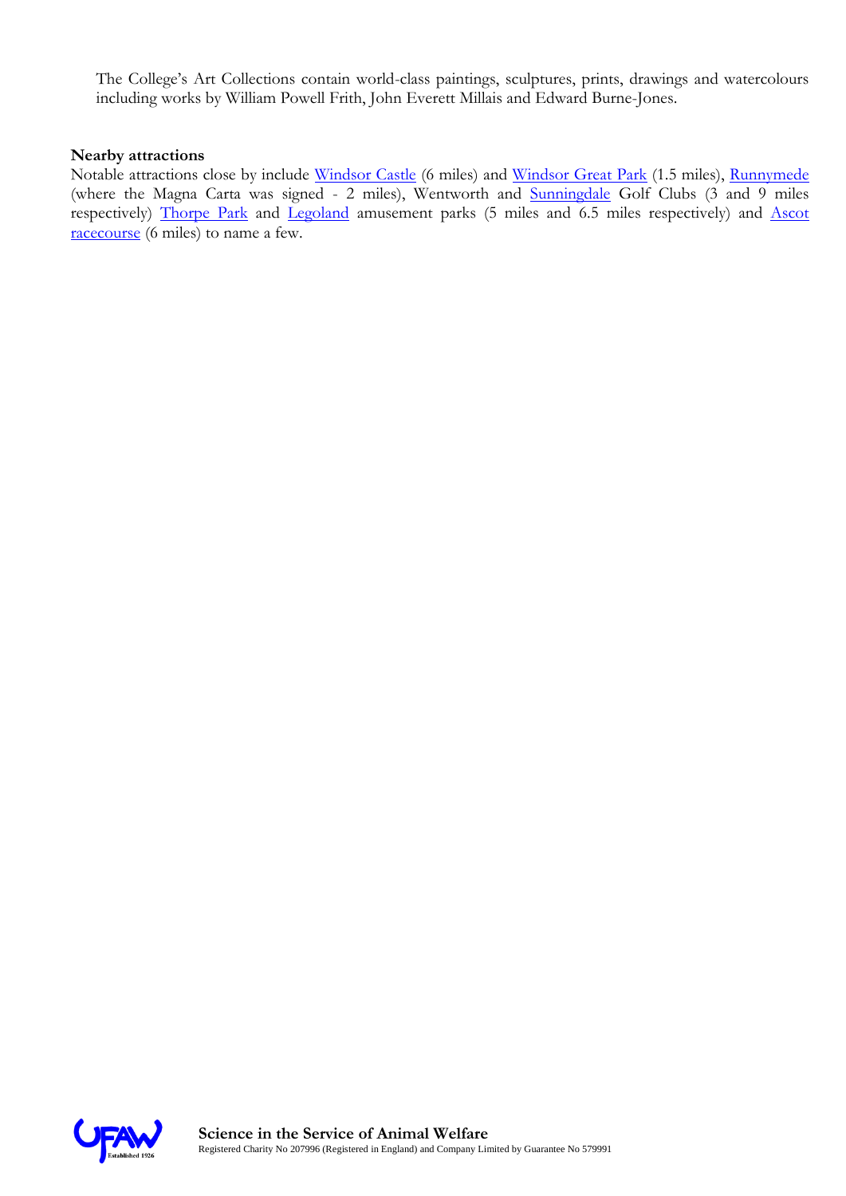The College's Art Collections contain world-class paintings, sculptures, prints, drawings and watercolours including works by William Powell Frith, John Everett Millais and Edward Burne-Jones.

**Nearby attractions**

Notable attractions close by include Windsor Castle (6 miles) and Windsor Great Park (1.5 miles), Runnymede (where the Magna Carta was signed - 2 miles), Wentworth and Sunningdale Golf Clubs (3 and 9 miles respectively) Thorpe Park and Legoland amusement parks (5 miles and 6.5 miles respectively) and Ascot racecourse (6 miles) to name a few.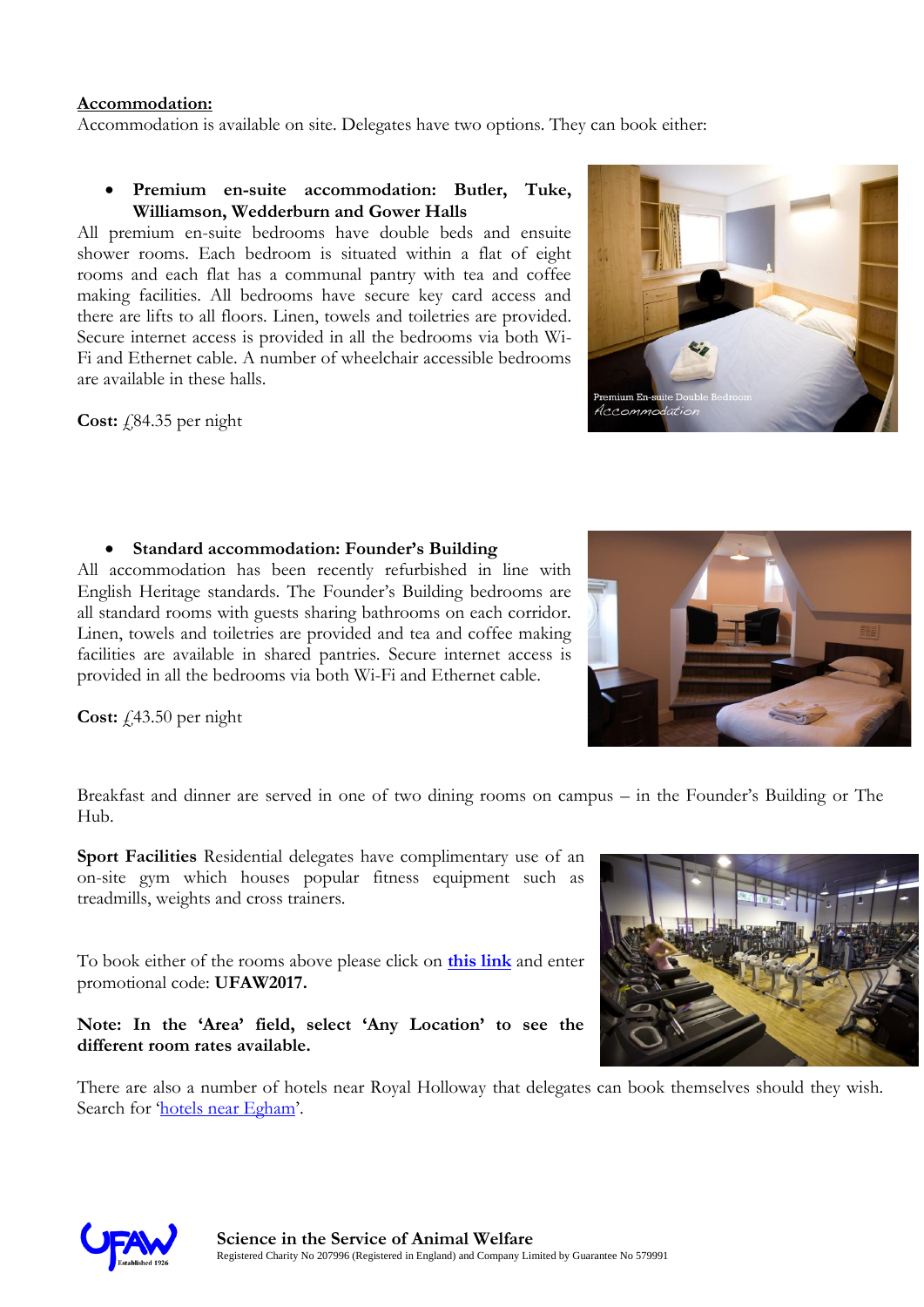**Accommodation:**

Accommodation is available on site. Delegates have two options. They can book either:

- **Premium en-suite accommodation: Butler, Tuke, Williamson, Wedderburn and Gower Halls**

All premium en-suite bedrooms have double beds and ensuite shower rooms. Each bedroom is situated within a flat of eight rooms and each flat has a communal pantry with tea and coffee making facilities. All bedrooms have secure key card access and there are lifts to all floors. Linen, towels and toiletries are provided. Secure internet access is provided in all the bedrooms via both Wi-Fi and Ethernet cable. A number of wheelchair accessible bedrooms are available in these halls.

**Cost:** £84.35 per night

- **Standard accommodation: Founder's Building**

All accommodation has been recently refurbished in line with English Heritage standards. The Founder's Building bedrooms are all standard rooms with guests sharing bathrooms on each corridor. Linen, towels and toiletries are provided and tea and coffee making facilities are available in shared pantries. Secure internet access is provided in all the bedrooms via both Wi-Fi and Ethernet cable.

**Cost:** £43.50 per night

Breakfast and dinner are served in one of two dining rooms on campus – in the Founder's Building or The Hub.

**Sport Facilities** Residential delegates have complimentary use of an on-site gym which houses popular fitness equipment such as treadmills, weights and cross trainers.

To book either of the rooms above please click on **this link** and enter promotional code: **UFAW2017.**

**Note: In the 'Area' field, select 'Any Location' to see the different room rates available.**

There are also a number of hotels near Royal Holloway that delegates can book themselves should they wish. Search for 'hotels near Egham'.

**Science in the Service of Animal Welfare**

Registered Charity No 207996 (Registered in England) and Company Limited by Guarantee No 579991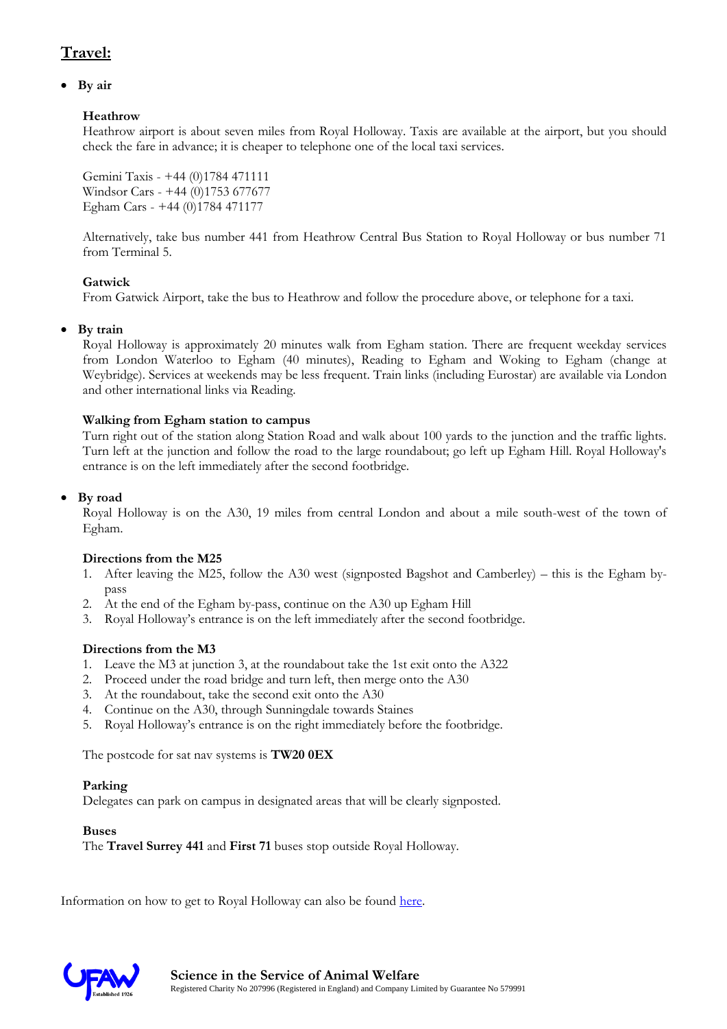## Travel:

- **By air**

  **Heathrow**
  Heathrow airport is about seven miles from Royal Holloway. Taxis are available at the airport, but you should check the fare in advance; it is cheaper to telephone one of the local taxi services.

  Gemini Taxis - +44 (0)1784 471111
  Windsor Cars - +44 (0)1753 677677
  Egham Cars - +44 (0)1784 471177

  Alternatively, take bus number 441 from Heathrow Central Bus Station to Royal Holloway or bus number 71 from Terminal 5.

  **Gatwick**
  From Gatwick Airport, take the bus to Heathrow and follow the procedure above, or telephone for a taxi.

- **By train**
  Royal Holloway is approximately 20 minutes walk from Egham station. There are frequent weekday services from London Waterloo to Egham (40 minutes), Reading to Egham and Woking to Egham (change at Weybridge). Services at weekends may be less frequent. Train links (including Eurostar) are available via London and other international links via Reading.

  **Walking from Egham station to campus**
  Turn right out of the station along Station Road and walk about 100 yards to the junction and the traffic lights. Turn left at the junction and follow the road to the large roundabout; go left up Egham Hill. Royal Holloway's entrance is on the left immediately after the second footbridge.

- **By road**
  Royal Holloway is on the A30, 19 miles from central London and about a mile south-west of the town of Egham.

  **Directions from the M25**
  1. After leaving the M25, follow the A30 west (signposted Bagshot and Camberley) – this is the Egham by-pass
  2. At the end of the Egham by-pass, continue on the A30 up Egham Hill
  3. Royal Holloway's entrance is on the left immediately after the second footbridge.

  **Directions from the M3**
  1. Leave the M3 at junction 3, at the roundabout take the 1st exit onto the A322
  2. Proceed under the road bridge and turn left, then merge onto the A30
  3. At the roundabout, take the second exit onto the A30
  4. Continue on the A30, through Sunningdale towards Staines
  5. Royal Holloway's entrance is on the right immediately before the footbridge.

  The postcode for sat nav systems is **TW20 0EX**

  **Parking**
  Delegates can park on campus in designated areas that will be clearly signposted.

  **Buses**
  The **Travel Surrey 441** and **First 71** buses stop outside Royal Holloway.

Information on how to get to Royal Holloway can also be found here.

**Science in the Service of Animal Welfare**
Registered Charity No 207996 (Registered in England) and Company Limited by Guarantee No 579991